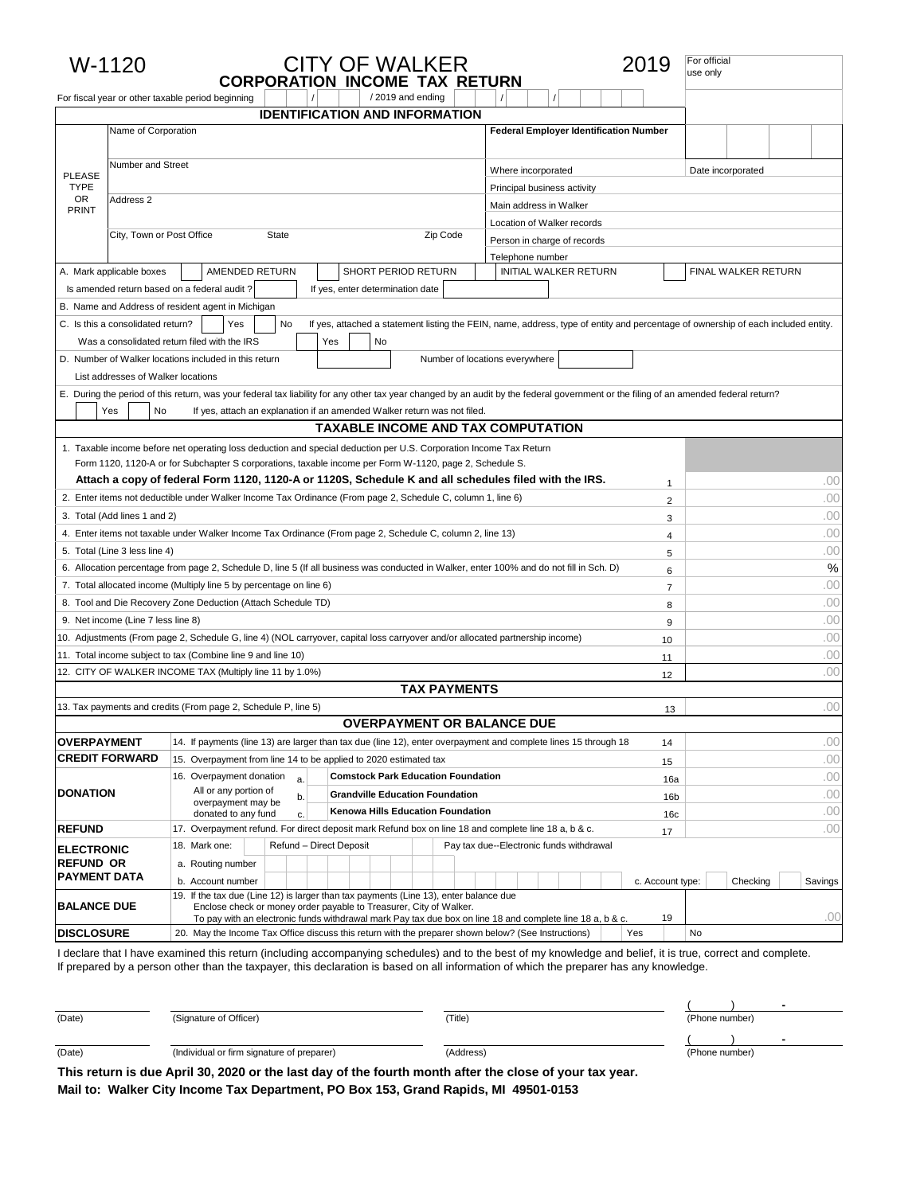# W-1120 CITY OF WALKER 2019

## CORPORATION INCOME TAX RETURN

For official use only

For fiscal year or other taxable period beginning / / 2019 and ending / /

## IDENTIFICATION AND INFORMATION

| PLEASE TYPE OR PRINT | | |
|---|---|---|
| Name of Corporation | Federal Employer Identification Number | |
| Number and Street | Where incorporated | Date incorporated |
| | Principal business activity | |
| Address 2 | Main address in Walker | |
| | Location of Walker records | |
| City, Town or Post Office State Zip Code | Person in charge of records | |
| | Telephone number | |

A. Mark applicable boxes ☐ AMENDED RETURN ☐ SHORT PERIOD RETURN ☐ INITIAL WALKER RETURN ☐ FINAL WALKER RETURN

Is amended return based on a federal audit ? ☐ If yes, enter determination date ☐

B. Name and Address of resident agent in Michigan

C. Is this a consolidated return? ☐ Yes ☐ No If yes, attached a statement listing the FEIN, name, address, type of entity and percentage of ownership of each included entity.

Was a consolidated return filed with the IRS ☐ Yes ☐ No

D. Number of Walker locations included in this return ☐ Number of locations everywhere ☐

List addresses of Walker locations

E. During the period of this return, was your federal tax liability for any other tax year changed by an audit by the federal government or the filing of an amended federal return?

☐ Yes ☐ No If yes, attach an explanation if an amended Walker return was not filed.

## TAXABLE INCOME AND TAX COMPUTATION

| Line | Description | | Amount |
|---|---|---|---|
| 1 | Taxable income before net operating loss deduction and special deduction per U.S. Corporation Income Tax Return Form 1120, 1120-A or for Subchapter S corporations, taxable income per Form W-1120, page 2, Schedule S. **Attach a copy of federal Form 1120, 1120-A or 1120S, Schedule K and all schedules filed with the IRS.** | 1 | .00 |
| 2 | Enter items not deductible under Walker Income Tax Ordinance (From page 2, Schedule C, column 1, line 6) | 2 | .00 |
| 3 | Total (Add lines 1 and 2) | 3 | .00 |
| 4 | Enter items not taxable under Walker Income Tax Ordinance (From page 2, Schedule C, column 2, line 13) | 4 | .00 |
| 5 | Total (Line 3 less line 4) | 5 | .00 |
| 6 | Allocation percentage from page 2, Schedule D, line 5 (If all business was conducted in Walker, enter 100% and do not fill in Sch. D) | 6 | % |
| 7 | Total allocated income (Multiply line 5 by percentage on line 6) | 7 | .00 |
| 8 | Tool and Die Recovery Zone Deduction (Attach Schedule TD) | 8 | .00 |
| 9 | Net income (Line 7 less line 8) | 9 | .00 |
| 10 | Adjustments (From page 2, Schedule G, line 4) (NOL carryover, capital loss carryover and/or allocated partnership income) | 10 | .00 |
| 11 | Total income subject to tax (Combine line 9 and line 10) | 11 | .00 |
| 12 | CITY OF WALKER INCOME TAX (Multiply line 11 by 1.0%) | 12 | .00 |

## TAX PAYMENTS

| Line | Description | | Amount |
|---|---|---|---|
| 13 | Tax payments and credits (From page 2, Schedule P, line 5) | 13 | .00 |

## OVERPAYMENT OR BALANCE DUE

| | Description | | Amount |
|---|---|---|---|
| **OVERPAYMENT** | 14. If payments (line 13) are larger than tax due (line 12), enter overpayment and complete lines 15 through 18 | 14 | .00 |
| **CREDIT FORWARD** | 15. Overpayment from line 14 to be applied to 2020 estimated tax | 15 | .00 |
| **DONATION** | 16. Overpayment donation All or any portion of overpayment may be donated to any fund — a. **Comstock Park Education Foundation** | 16a | .00 |
| | b. **Grandville Education Foundation** | 16b | .00 |
| | c. **Kenowa Hills Education Foundation** | 16c | .00 |
| **REFUND** | 17. Overpayment refund. For direct deposit mark Refund box on line 18 and complete line 18 a, b & c. | 17 | .00 |
| **ELECTRONIC REFUND OR PAYMENT DATA** | 18. Mark one: ☐ Refund – Direct Deposit ☐ Pay tax due--Electronic funds withdrawal | | |
| | a. Routing number | | |
| | b. Account number | c. Account type: ☐ Checking ☐ Savings | |
| **BALANCE DUE** | 19. If the tax due (Line 12) is larger than tax payments (Line 13), enter balance due. Enclose check or money order payable to Treasurer, City of Walker. To pay with an electronic funds withdrawal mark Pay tax due box on line 18 and complete line 18 a, b & c. | 19 | .00 |
| **DISCLOSURE** | 20. May the Income Tax Office discuss this return with the preparer shown below? (See Instructions) | ☐ Yes | ☐ No |

I declare that I have examined this return (including accompanying schedules) and to the best of my knowledge and belief, it is true, correct and complete. If prepared by a person other than the taxpayer, this declaration is based on all information of which the preparer has any knowledge.

(Date) (Signature of Officer) (Title) ( ) - (Phone number)

(Date) (Individual or firm signature of preparer) (Address) ( ) - (Phone number)

**This return is due April 30, 2020 or the last day of the fourth month after the close of your tax year.**

**Mail to: Walker City Income Tax Department, PO Box 153, Grand Rapids, MI 49501-0153**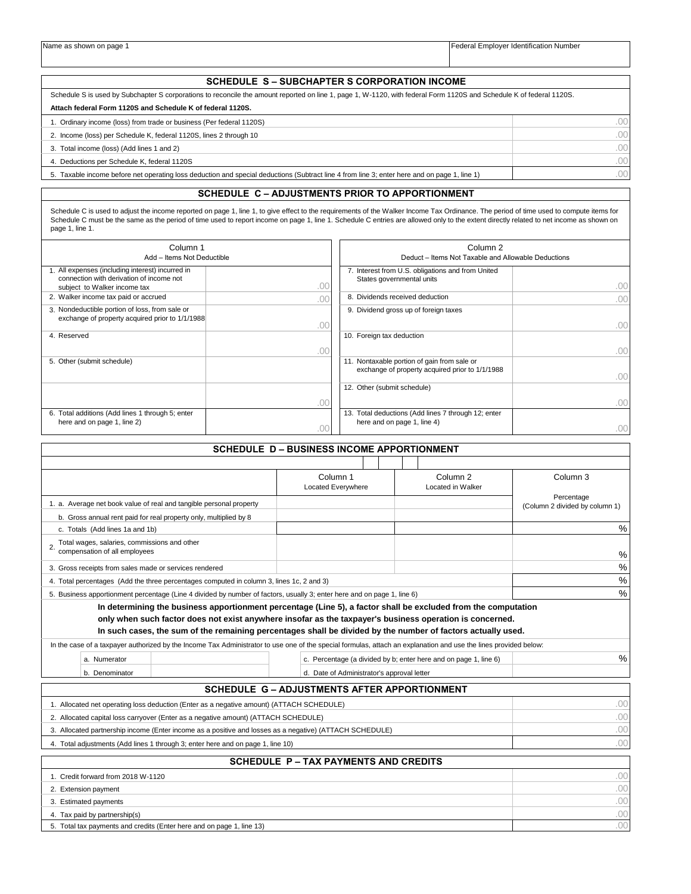| Name as shown on page 1 | Federal Employer Identification Number |
|---|---|
| | |

## SCHEDULE S – SUBCHAPTER S CORPORATION INCOME

Schedule S is used by Subchapter S corporations to reconcile the amount reported on line 1, page 1, W-1120, with federal Form 1120S and Schedule K of federal 1120S.

**Attach federal Form 1120S and Schedule K of federal 1120S.**

| | |
|---|---|
| 1. Ordinary income (loss) from trade or business (Per federal 1120S) | .00 |
| 2. Income (loss) per Schedule K, federal 1120S, lines 2 through 10 | .00 |
| 3. Total income (loss) (Add lines 1 and 2) | .00 |
| 4. Deductions per Schedule K, federal 1120S | .00 |
| 5. Taxable income before net operating loss deduction and special deductions (Subtract line 4 from line 3; enter here and on page 1, line 1) | .00 |

## SCHEDULE C – ADJUSTMENTS PRIOR TO APPORTIONMENT

Schedule C is used to adjust the income reported on page 1, line 1, to give effect to the requirements of the Walker Income Tax Ordinance. The period of time used to compute items for Schedule C must be the same as the period of time used to report income on page 1, line 1. Schedule C entries are allowed only to the extent directly related to net income as shown on page 1, line 1.

| Column 1<br>Add – Items Not Deductible | | Column 2<br>Deduct – Items Not Taxable and Allowable Deductions | |
|---|---|---|---|
| 1. All expenses (including interest) incurred in connection with derivation of income not subject to Walker income tax | .00 | 7. Interest from U.S. obligations and from United States governmental units | .00 |
| 2. Walker income tax paid or accrued | .00 | 8. Dividends received deduction | .00 |
| 3. Nondeductible portion of loss, from sale or exchange of property acquired prior to 1/1/1988 | .00 | 9. Dividend gross up of foreign taxes | .00 |
| 4. Reserved | .00 | 10. Foreign tax deduction | .00 |
| 5. Other (submit schedule) | | 11. Nontaxable portion of gain from sale or exchange of property acquired prior to 1/1/1988 | .00 |
| | .00 | 12. Other (submit schedule) | .00 |
| 6. Total additions (Add lines 1 through 5; enter here and on page 1, line 2) | .00 | 13. Total deductions (Add lines 7 through 12; enter here and on page 1, line 4) | .00 |

## SCHEDULE D – BUSINESS INCOME APPORTIONMENT

| | Column 1<br>Located Everywhere | Column 2<br>Located in Walker | Column 3 |
|---|---|---|---|
| 1. a. Average net book value of real and tangible personal property | | | Percentage<br>(Column 2 divided by column 1) |
| b. Gross annual rent paid for real property only, multiplied by 8 | | | |
| c. Totals (Add lines 1a and 1b) | | | % |
| 2. Total wages, salaries, commissions and other compensation of all employees | | | % |
| 3. Gross receipts from sales made or services rendered | | | % |
| 4. Total percentages (Add the three percentages computed in column 3, lines 1c, 2 and 3) | | | % |
| 5. Business apportionment percentage (Line 4 divided by number of factors, usually 3; enter here and on page 1, line 6) | | | % |

**In determining the business apportionment percentage (Line 5), a factor shall be excluded from the computation only when such factor does not exist anywhere insofar as the taxpayer's business operation is concerned. In such cases, the sum of the remaining percentages shall be divided by the number of factors actually used.**

In the case of a taxpayer authorized by the Income Tax Administrator to use one of the special formulas, attach an explanation and use the lines provided below:

| | | | |
|---|---|---|---|
| a. Numerator | | c. Percentage (a divided by b; enter here and on page 1, line 6) | % |
| b. Denominator | | d. Date of Administrator's approval letter | |

## SCHEDULE G – ADJUSTMENTS AFTER APPORTIONMENT

| | |
|---|---|
| 1. Allocated net operating loss deduction (Enter as a negative amount) (ATTACH SCHEDULE) | .00 |
| 2. Allocated capital loss carryover (Enter as a negative amount) (ATTACH SCHEDULE) | .00 |
| 3. Allocated partnership income (Enter income as a positive and losses as a negative) (ATTACH SCHEDULE) | .00 |
| 4. Total adjustments (Add lines 1 through 3; enter here and on page 1, line 10) | .00 |

## SCHEDULE P – TAX PAYMENTS AND CREDITS

| | |
|---|---|
| 1. Credit forward from 2018 W-1120 | .00 |
| 2. Extension payment | .00 |
| 3. Estimated payments | .00 |
| 4. Tax paid by partnership(s) | .00 |
| 5. Total tax payments and credits (Enter here and on page 1, line 13) | .00 |